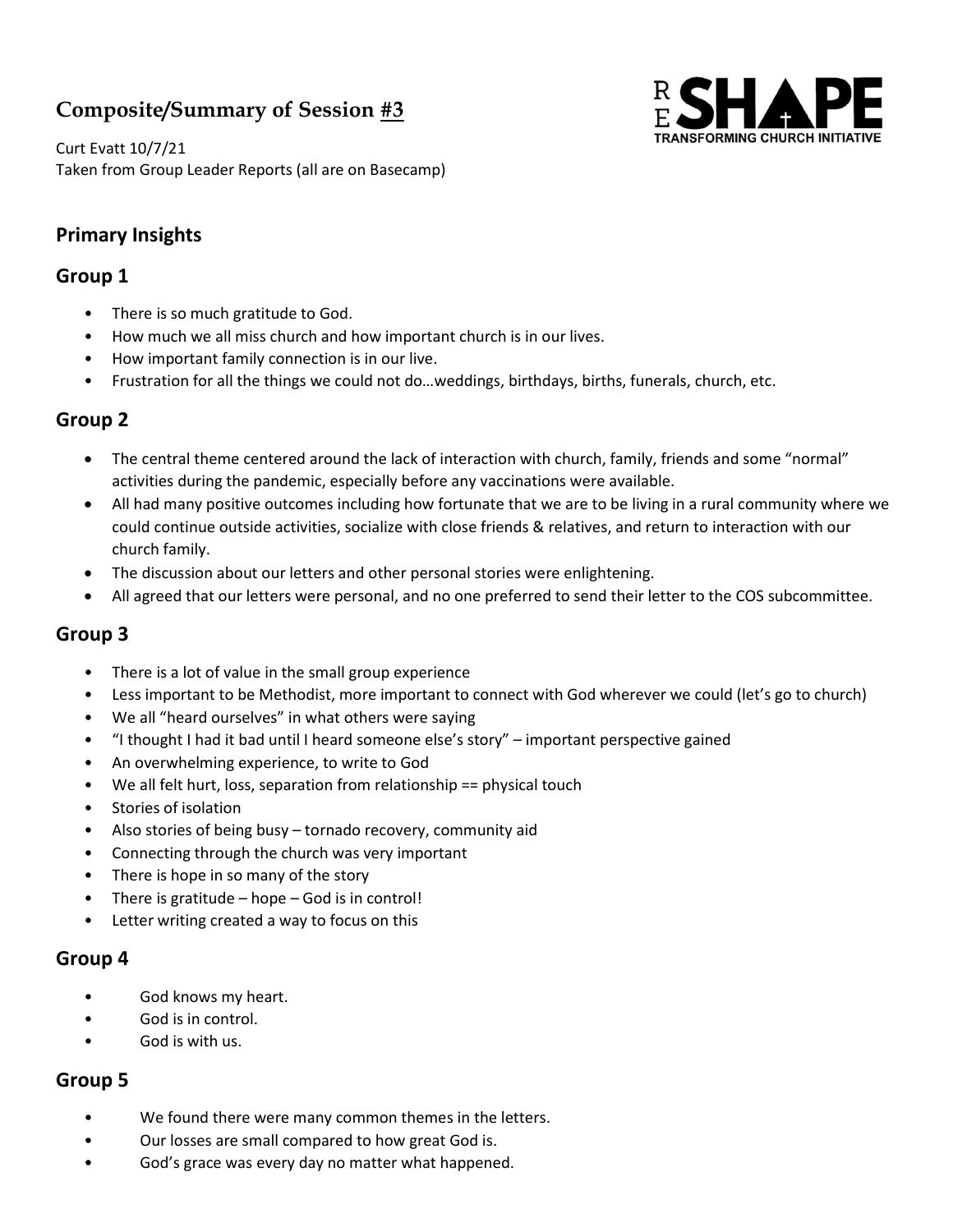# Composite/Summary of Session #3

Curt Evatt 10/7/21
Taken from Group Leader Reports (all are on Basecamp)

## Primary Insights

## Group 1

- There is so much gratitude to God.
- How much we all miss church and how important church is in our lives.
- How important family connection is in our live.
- Frustration for all the things we could not do…weddings, birthdays, births, funerals, church, etc.

## Group 2

- The central theme centered around the lack of interaction with church, family, friends and some "normal" activities during the pandemic, especially before any vaccinations were available.
- All had many positive outcomes including how fortunate that we are to be living in a rural community where we could continue outside activities, socialize with close friends & relatives, and return to interaction with our church family.
- The discussion about our letters and other personal stories were enlightening.
- All agreed that our letters were personal, and no one preferred to send their letter to the COS subcommittee.

## Group 3

- There is a lot of value in the small group experience
- Less important to be Methodist, more important to connect with God wherever we could (let's go to church)
- We all "heard ourselves" in what others were saying
- "I thought I had it bad until I heard someone else's story" – important perspective gained
- An overwhelming experience, to write to God
- We all felt hurt, loss, separation from relationship == physical touch
- Stories of isolation
- Also stories of being busy – tornado recovery, community aid
- Connecting through the church was very important
- There is hope in so many of the story
- There is gratitude – hope – God is in control!
- Letter writing created a way to focus on this

## Group 4

- God knows my heart.
- God is in control.
- God is with us.

## Group 5

- We found there were many common themes in the letters.
- Our losses are small compared to how great God is.
- God's grace was every day no matter what happened.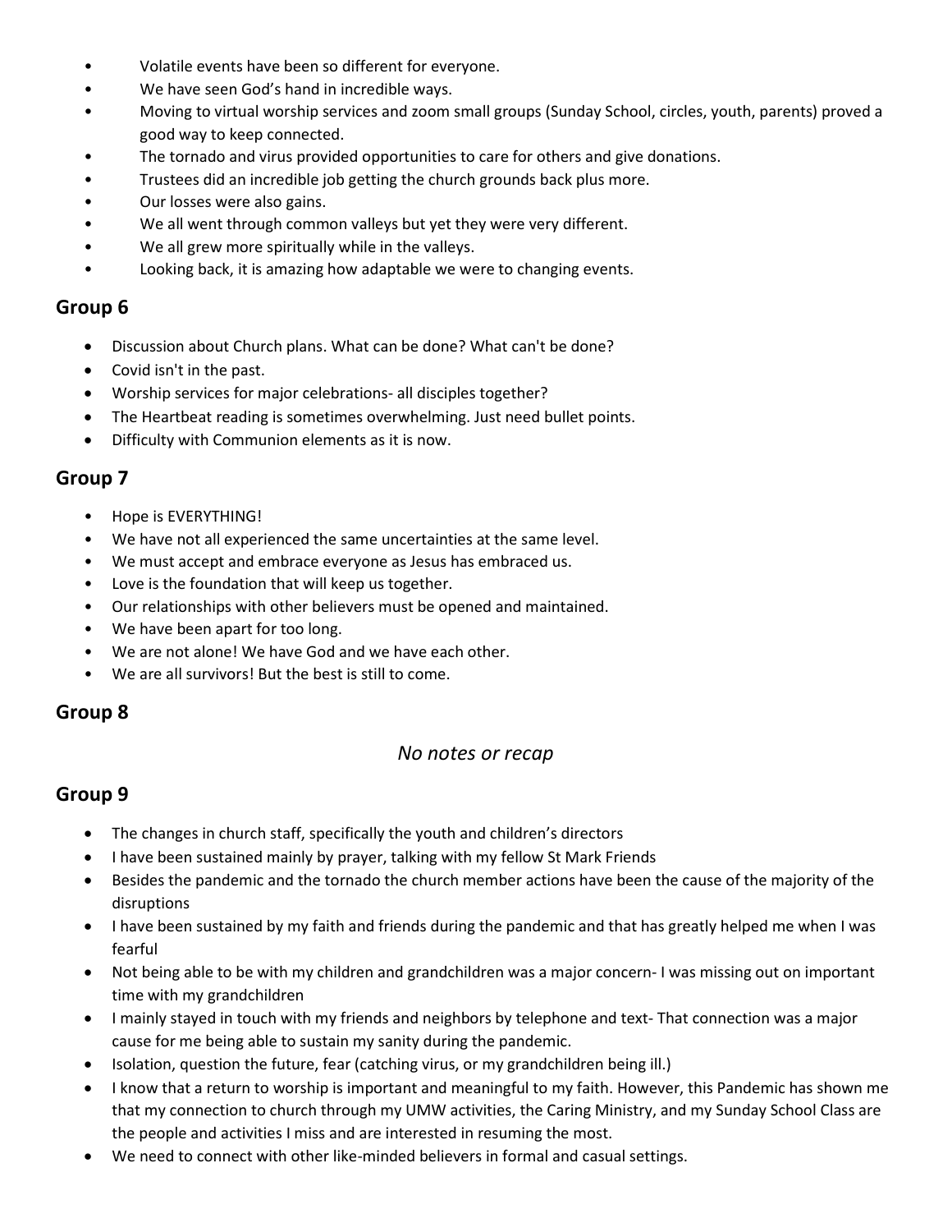- Volatile events have been so different for everyone.
- We have seen God's hand in incredible ways.
- Moving to virtual worship services and zoom small groups (Sunday School, circles, youth, parents) proved a good way to keep connected.
- The tornado and virus provided opportunities to care for others and give donations.
- Trustees did an incredible job getting the church grounds back plus more.
- Our losses were also gains.
- We all went through common valleys but yet they were very different.
- We all grew more spiritually while in the valleys.
- Looking back, it is amazing how adaptable we were to changing events.

## Group 6

- Discussion about Church plans. What can be done? What can't be done?
- Covid isn't in the past.
- Worship services for major celebrations- all disciples together?
- The Heartbeat reading is sometimes overwhelming. Just need bullet points.
- Difficulty with Communion elements as it is now.

## Group 7

- Hope is EVERYTHING!
- We have not all experienced the same uncertainties at the same level.
- We must accept and embrace everyone as Jesus has embraced us.
- Love is the foundation that will keep us together.
- Our relationships with other believers must be opened and maintained.
- We have been apart for too long.
- We are not alone! We have God and we have each other.
- We are all survivors! But the best is still to come.

## Group 8

*No notes or recap*

## Group 9

- The changes in church staff, specifically the youth and children's directors
- I have been sustained mainly by prayer, talking with my fellow St Mark Friends
- Besides the pandemic and the tornado the church member actions have been the cause of the majority of the disruptions
- I have been sustained by my faith and friends during the pandemic and that has greatly helped me when I was fearful
- Not being able to be with my children and grandchildren was a major concern- I was missing out on important time with my grandchildren
- I mainly stayed in touch with my friends and neighbors by telephone and text- That connection was a major cause for me being able to sustain my sanity during the pandemic.
- Isolation, question the future, fear (catching virus, or my grandchildren being ill.)
- I know that a return to worship is important and meaningful to my faith. However, this Pandemic has shown me that my connection to church through my UMW activities, the Caring Ministry, and my Sunday School Class are the people and activities I miss and are interested in resuming the most.
- We need to connect with other like-minded believers in formal and casual settings.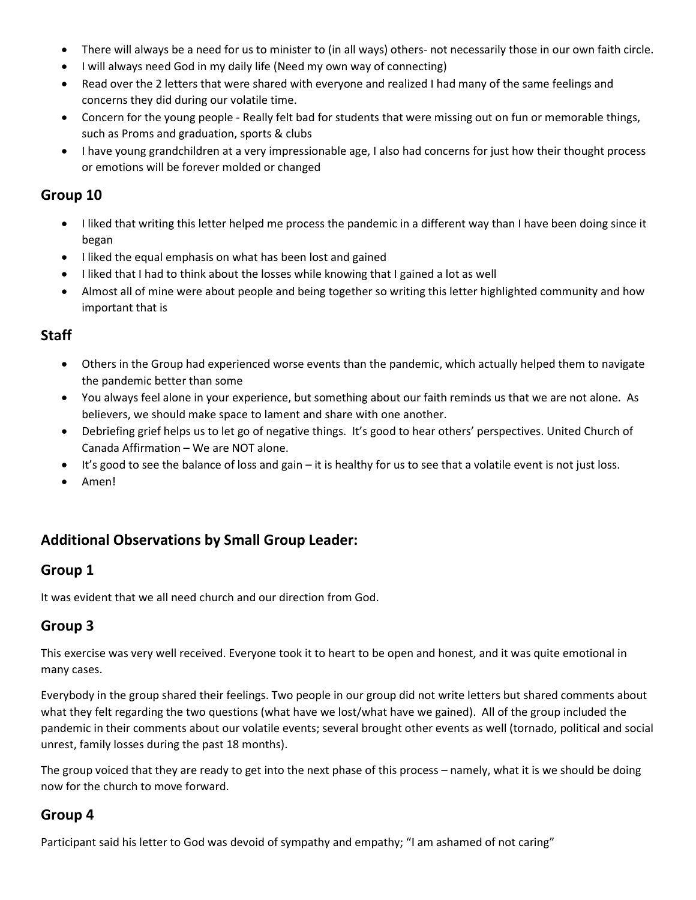- There will always be a need for us to minister to (in all ways) others- not necessarily those in our own faith circle.
- I will always need God in my daily life (Need my own way of connecting)
- Read over the 2 letters that were shared with everyone and realized I had many of the same feelings and concerns they did during our volatile time.
- Concern for the young people - Really felt bad for students that were missing out on fun or memorable things, such as Proms and graduation, sports & clubs
- I have young grandchildren at a very impressionable age, I also had concerns for just how their thought process or emotions will be forever molded or changed

## Group 10

- I liked that writing this letter helped me process the pandemic in a different way than I have been doing since it began
- I liked the equal emphasis on what has been lost and gained
- I liked that I had to think about the losses while knowing that I gained a lot as well
- Almost all of mine were about people and being together so writing this letter highlighted community and how important that is

## Staff

- Others in the Group had experienced worse events than the pandemic, which actually helped them to navigate the pandemic better than some
- You always feel alone in your experience, but something about our faith reminds us that we are not alone. As believers, we should make space to lament and share with one another.
- Debriefing grief helps us to let go of negative things. It's good to hear others' perspectives. United Church of Canada Affirmation – We are NOT alone.
- It's good to see the balance of loss and gain – it is healthy for us to see that a volatile event is not just loss.
- Amen!

## Additional Observations by Small Group Leader:

## Group 1

It was evident that we all need church and our direction from God.

## Group 3

This exercise was very well received. Everyone took it to heart to be open and honest, and it was quite emotional in many cases.

Everybody in the group shared their feelings. Two people in our group did not write letters but shared comments about what they felt regarding the two questions (what have we lost/what have we gained). All of the group included the pandemic in their comments about our volatile events; several brought other events as well (tornado, political and social unrest, family losses during the past 18 months).

The group voiced that they are ready to get into the next phase of this process – namely, what it is we should be doing now for the church to move forward.

## Group 4

Participant said his letter to God was devoid of sympathy and empathy; "I am ashamed of not caring"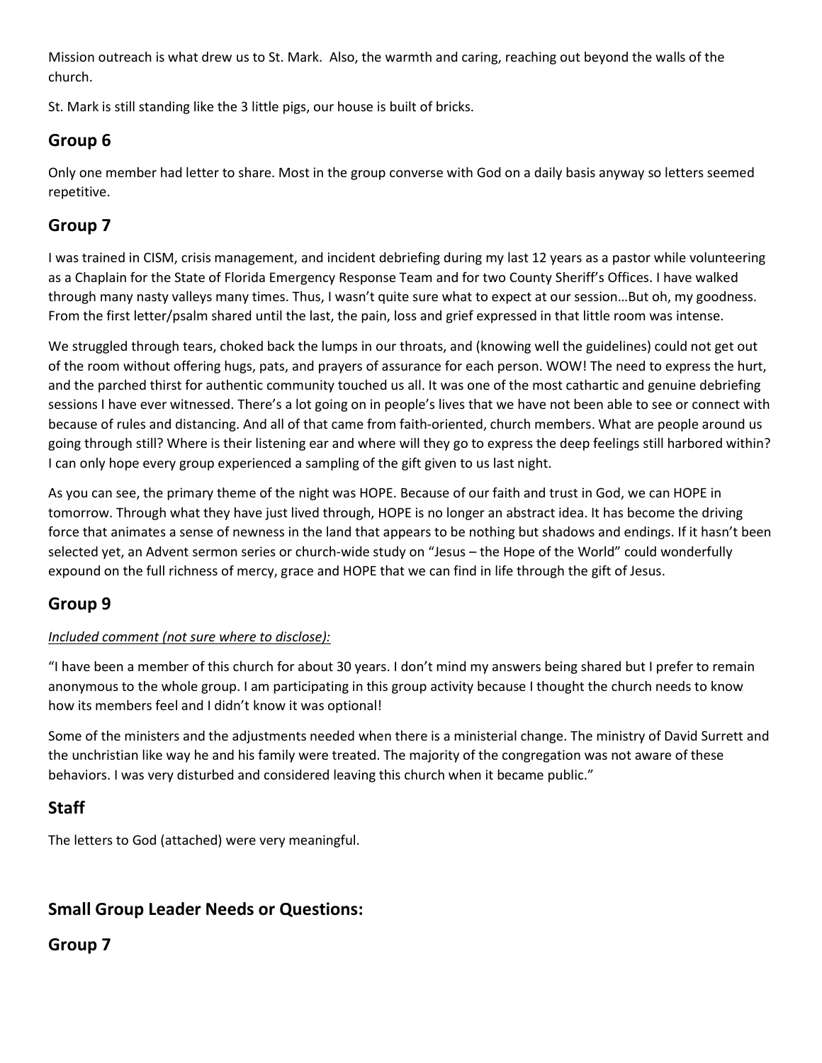Mission outreach is what drew us to St. Mark. Also, the warmth and caring, reaching out beyond the walls of the church.

St. Mark is still standing like the 3 little pigs, our house is built of bricks.

## Group 6

Only one member had letter to share. Most in the group converse with God on a daily basis anyway so letters seemed repetitive.

## Group 7

I was trained in CISM, crisis management, and incident debriefing during my last 12 years as a pastor while volunteering as a Chaplain for the State of Florida Emergency Response Team and for two County Sheriff's Offices. I have walked through many nasty valleys many times. Thus, I wasn't quite sure what to expect at our session…But oh, my goodness. From the first letter/psalm shared until the last, the pain, loss and grief expressed in that little room was intense.

We struggled through tears, choked back the lumps in our throats, and (knowing well the guidelines) could not get out of the room without offering hugs, pats, and prayers of assurance for each person. WOW! The need to express the hurt, and the parched thirst for authentic community touched us all. It was one of the most cathartic and genuine debriefing sessions I have ever witnessed. There's a lot going on in people's lives that we have not been able to see or connect with because of rules and distancing. And all of that came from faith-oriented, church members. What are people around us going through still? Where is their listening ear and where will they go to express the deep feelings still harbored within? I can only hope every group experienced a sampling of the gift given to us last night.

As you can see, the primary theme of the night was HOPE. Because of our faith and trust in God, we can HOPE in tomorrow. Through what they have just lived through, HOPE is no longer an abstract idea. It has become the driving force that animates a sense of newness in the land that appears to be nothing but shadows and endings. If it hasn't been selected yet, an Advent sermon series or church-wide study on "Jesus – the Hope of the World" could wonderfully expound on the full richness of mercy, grace and HOPE that we can find in life through the gift of Jesus.

## Group 9

*Included comment (not sure where to disclose):*

"I have been a member of this church for about 30 years. I don't mind my answers being shared but I prefer to remain anonymous to the whole group. I am participating in this group activity because I thought the church needs to know how its members feel and I didn't know it was optional!

Some of the ministers and the adjustments needed when there is a ministerial change. The ministry of David Surrett and the unchristian like way he and his family were treated. The majority of the congregation was not aware of these behaviors. I was very disturbed and considered leaving this church when it became public."

## Staff

The letters to God (attached) were very meaningful.

## Small Group Leader Needs or Questions:

## Group 7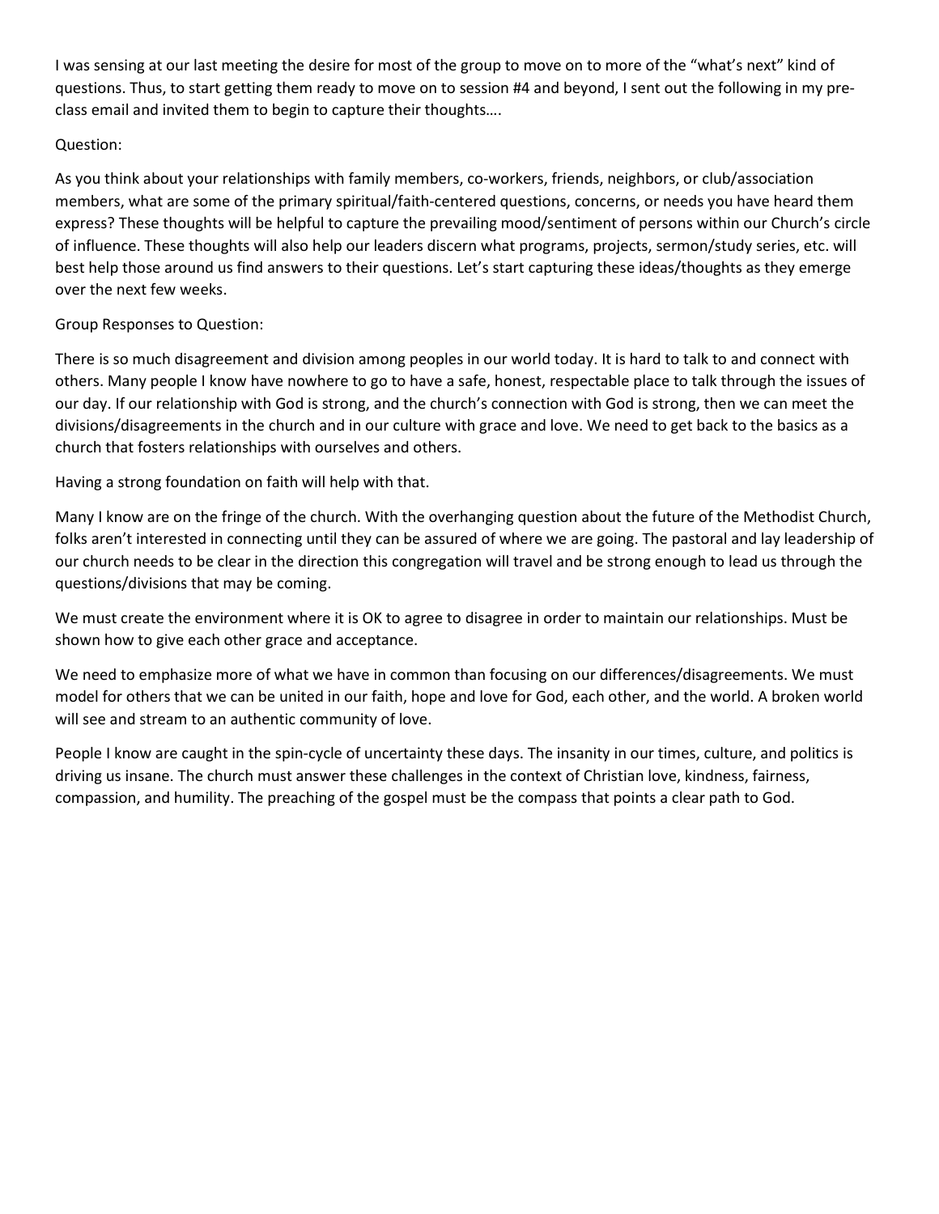I was sensing at our last meeting the desire for most of the group to move on to more of the "what's next" kind of questions. Thus, to start getting them ready to move on to session #4 and beyond, I sent out the following in my pre-class email and invited them to begin to capture their thoughts….

Question:

As you think about your relationships with family members, co-workers, friends, neighbors, or club/association members, what are some of the primary spiritual/faith-centered questions, concerns, or needs you have heard them express? These thoughts will be helpful to capture the prevailing mood/sentiment of persons within our Church's circle of influence. These thoughts will also help our leaders discern what programs, projects, sermon/study series, etc. will best help those around us find answers to their questions. Let's start capturing these ideas/thoughts as they emerge over the next few weeks.

Group Responses to Question:

There is so much disagreement and division among peoples in our world today. It is hard to talk to and connect with others. Many people I know have nowhere to go to have a safe, honest, respectable place to talk through the issues of our day. If our relationship with God is strong, and the church's connection with God is strong, then we can meet the divisions/disagreements in the church and in our culture with grace and love. We need to get back to the basics as a church that fosters relationships with ourselves and others.

Having a strong foundation on faith will help with that.

Many I know are on the fringe of the church. With the overhanging question about the future of the Methodist Church, folks aren't interested in connecting until they can be assured of where we are going. The pastoral and lay leadership of our church needs to be clear in the direction this congregation will travel and be strong enough to lead us through the questions/divisions that may be coming.

We must create the environment where it is OK to agree to disagree in order to maintain our relationships. Must be shown how to give each other grace and acceptance.

We need to emphasize more of what we have in common than focusing on our differences/disagreements. We must model for others that we can be united in our faith, hope and love for God, each other, and the world. A broken world will see and stream to an authentic community of love.

People I know are caught in the spin-cycle of uncertainty these days. The insanity in our times, culture, and politics is driving us insane. The church must answer these challenges in the context of Christian love, kindness, fairness, compassion, and humility. The preaching of the gospel must be the compass that points a clear path to God.